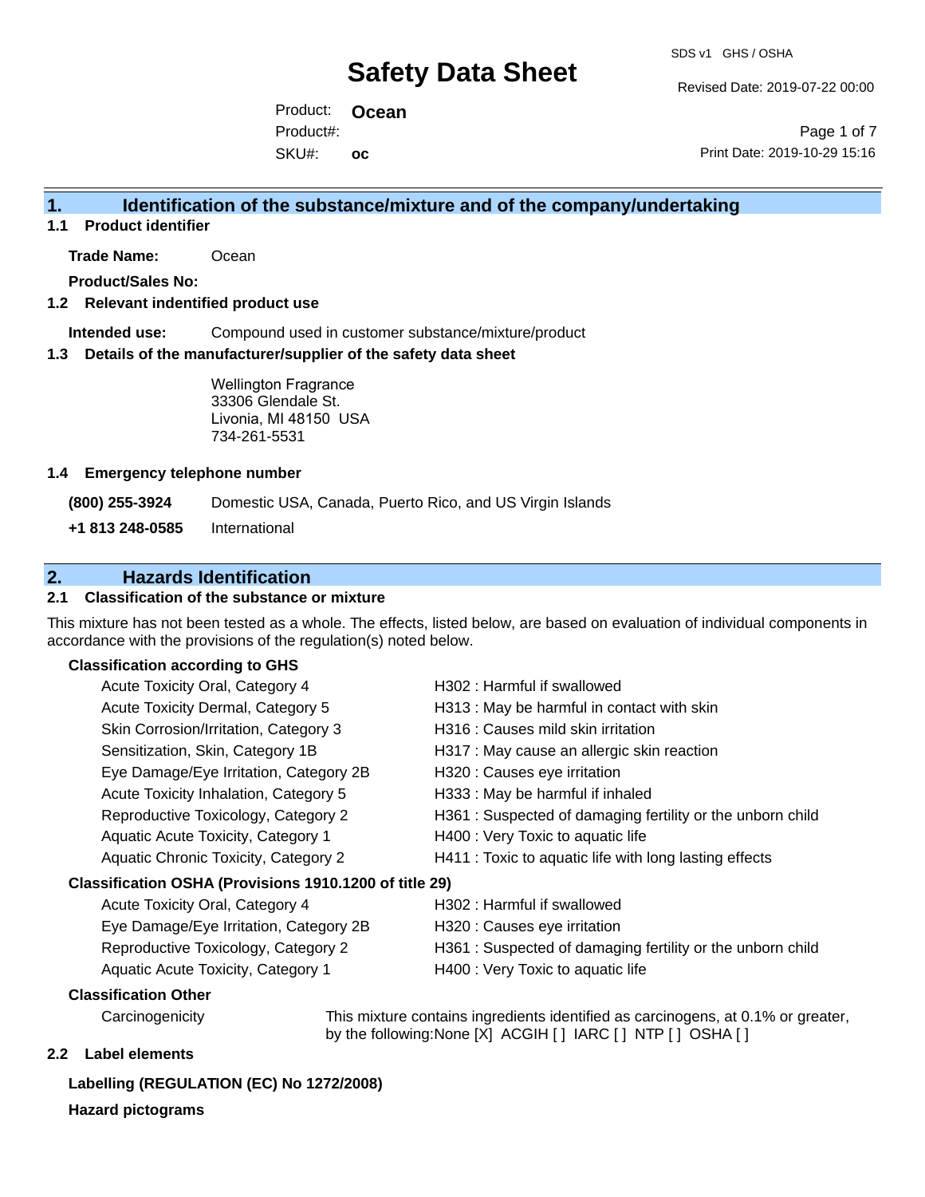# Safety Data Sheet

SDS v1 GHS / OSHA

Revised Date: 2019-07-22 00:00

Print Date: 2019-10-29 15:16

Product: **Ocean**

Product#:

SKU#: **oc**

## 1. Identification of the substance/mixture and of the company/undertaking

### 1.1 Product identifier

**Trade Name:** Ocean

**Product/Sales No:**

### 1.2 Relevant identified product use

**Intended use:** Compound used in customer substance/mixture/product

### 1.3 Details of the manufacturer/supplier of the safety data sheet

Wellington Fragrance
33306 Glendale St.
Livonia, MI 48150 USA
734-261-5531

### 1.4 Emergency telephone number

**(800) 255-3924** Domestic USA, Canada, Puerto Rico, and US Virgin Islands

**+1 813 248-0585** International

## 2. Hazards Identification

### 2.1 Classification of the substance or mixture

This mixture has not been tested as a whole. The effects, listed below, are based on evaluation of individual components in accordance with the provisions of the regulation(s) noted below.

**Classification according to GHS**

| | |
|---|---|
| Acute Toxicity Oral, Category 4 | H302 : Harmful if swallowed |
| Acute Toxicity Dermal, Category 5 | H313 : May be harmful in contact with skin |
| Skin Corrosion/Irritation, Category 3 | H316 : Causes mild skin irritation |
| Sensitization, Skin, Category 1B | H317 : May cause an allergic skin reaction |
| Eye Damage/Eye Irritation, Category 2B | H320 : Causes eye irritation |
| Acute Toxicity Inhalation, Category 5 | H333 : May be harmful if inhaled |
| Reproductive Toxicology, Category 2 | H361 : Suspected of damaging fertility or the unborn child |
| Aquatic Acute Toxicity, Category 1 | H400 : Very Toxic to aquatic life |
| Aquatic Chronic Toxicity, Category 2 | H411 : Toxic to aquatic life with long lasting effects |

**Classification OSHA (Provisions 1910.1200 of title 29)**

| | |
|---|---|
| Acute Toxicity Oral, Category 4 | H302 : Harmful if swallowed |
| Eye Damage/Eye Irritation, Category 2B | H320 : Causes eye irritation |
| Reproductive Toxicology, Category 2 | H361 : Suspected of damaging fertility or the unborn child |
| Aquatic Acute Toxicity, Category 1 | H400 : Very Toxic to aquatic life |

**Classification Other**

Carcinogenicity — This mixture contains ingredients identified as carcinogens, at 0.1% or greater, by the following:None [X] ACGIH [ ] IARC [ ] NTP [ ] OSHA [ ]

### 2.2 Label elements

**Labelling (REGULATION (EC) No 1272/2008)**

**Hazard pictograms**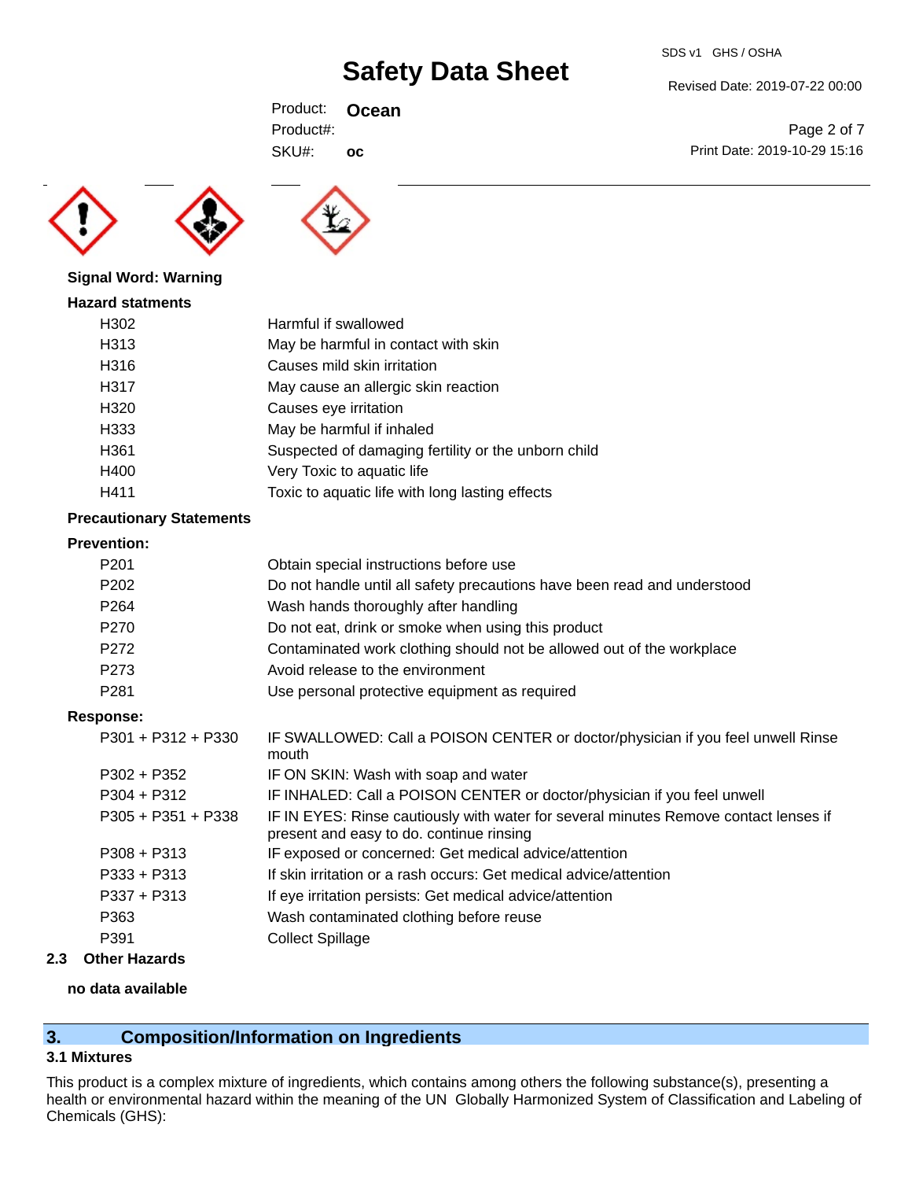Signal Word: Warning

**Hazard statments**

| | |
|---|---|
| H302 | Harmful if swallowed |
| H313 | May be harmful in contact with skin |
| H316 | Causes mild skin irritation |
| H317 | May cause an allergic skin reaction |
| H320 | Causes eye irritation |
| H333 | May be harmful if inhaled |
| H361 | Suspected of damaging fertility or the unborn child |
| H400 | Very Toxic to aquatic life |
| H411 | Toxic to aquatic life with long lasting effects |

**Precautionary Statements**

**Prevention:**

| | |
|---|---|
| P201 | Obtain special instructions before use |
| P202 | Do not handle until all safety precautions have been read and understood |
| P264 | Wash hands thoroughly after handling |
| P270 | Do not eat, drink or smoke when using this product |
| P272 | Contaminated work clothing should not be allowed out of the workplace |
| P273 | Avoid release to the environment |
| P281 | Use personal protective equipment as required |

**Response:**

| | |
|---|---|
| P301 + P312 + P330 | IF SWALLOWED: Call a POISON CENTER or doctor/physician if you feel unwell Rinse mouth |
| P302 + P352 | IF ON SKIN: Wash with soap and water |
| P304 + P312 | IF INHALED: Call a POISON CENTER or doctor/physician if you feel unwell |
| P305 + P351 + P338 | IF IN EYES: Rinse cautiously with water for several minutes Remove contact lenses if present and easy to do. continue rinsing |
| P308 + P313 | IF exposed or concerned: Get medical advice/attention |
| P333 + P313 | If skin irritation or a rash occurs: Get medical advice/attention |
| P337 + P313 | If eye irritation persists: Get medical advice/attention |
| P363 | Wash contaminated clothing before reuse |
| P391 | Collect Spillage |

## 2.3 Other Hazards

**no data available**

## 3. Composition/Information on Ingredients

### 3.1 Mixtures

This product is a complex mixture of ingredients, which contains among others the following substance(s), presenting a health or environmental hazard within the meaning of the UN Globally Harmonized System of Classification and Labeling of Chemicals (GHS):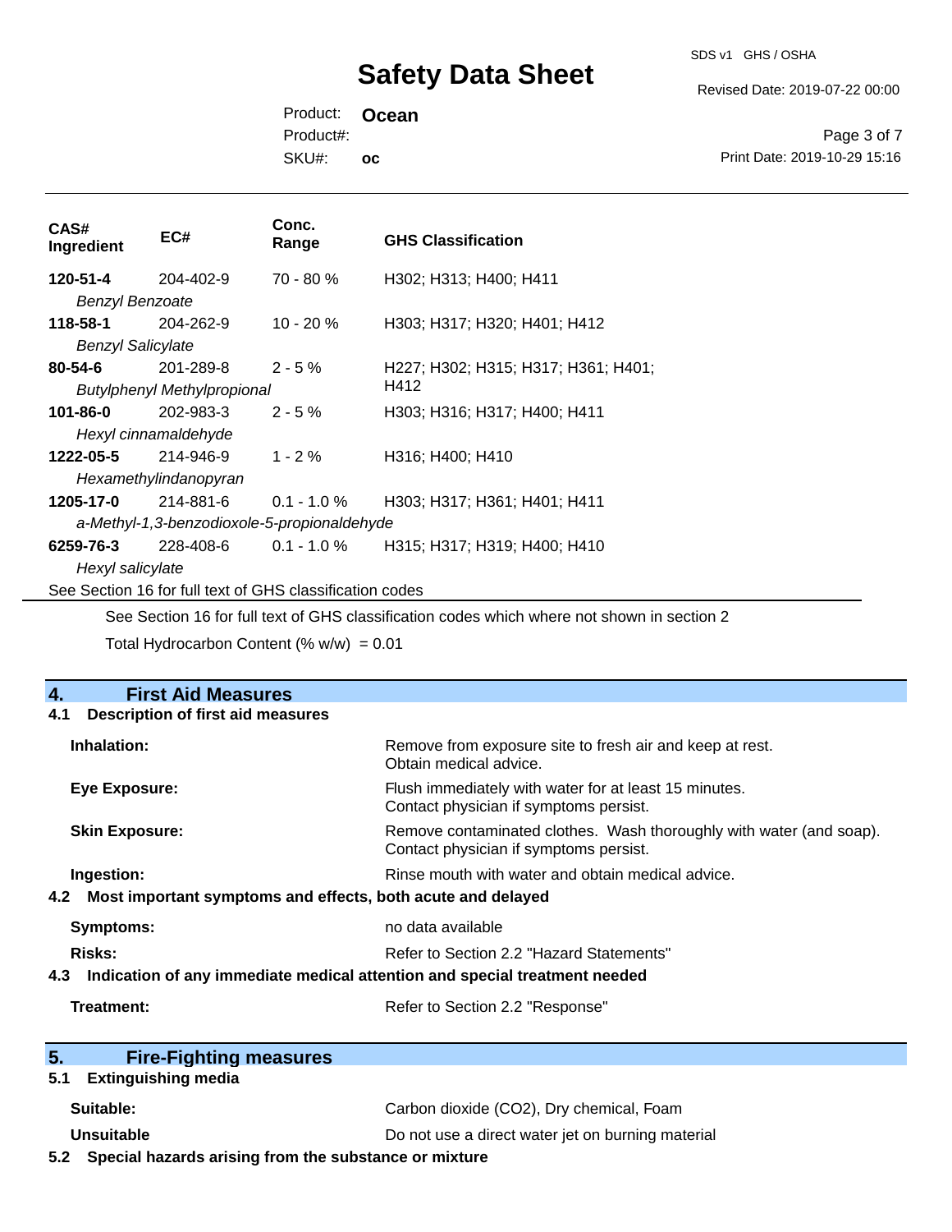| CAS# Ingredient | EC# | Conc. Range | GHS Classification |
|---|---|---|---|
| **120-51-4** *Benzyl Benzoate* | 204-402-9 | 70 - 80 % | H302; H313; H400; H411 |
| **118-58-1** *Benzyl Salicylate* | 204-262-9 | 10 - 20 % | H303; H317; H320; H401; H412 |
| **80-54-6** *Butylphenyl Methylpropional* | 201-289-8 | 2 - 5 % | H227; H302; H315; H317; H361; H401; H412 |
| **101-86-0** *Hexyl cinnamaldehyde* | 202-983-3 | 2 - 5 % | H303; H316; H317; H400; H411 |
| **1222-05-5** *Hexamethylindanopyran* | 214-946-9 | 1 - 2 % | H316; H400; H410 |
| **1205-17-0** *a-Methyl-1,3-benzodioxole-5-propionaldehyde* | 214-881-6 | 0.1 - 1.0 % | H303; H317; H361; H401; H411 |
| **6259-76-3** *Hexyl salicylate* | 228-408-6 | 0.1 - 1.0 % | H315; H317; H319; H400; H410 |

See Section 16 for full text of GHS classification codes

See Section 16 for full text of GHS classification codes which where not shown in section 2

Total Hydrocarbon Content (% w/w) = 0.01

## 4. First Aid Measures

### 4.1 Description of first aid measures

**Inhalation:** Remove from exposure site to fresh air and keep at rest. Obtain medical advice.

**Eye Exposure:** Flush immediately with water for at least 15 minutes. Contact physician if symptoms persist.

**Skin Exposure:** Remove contaminated clothes. Wash thoroughly with water (and soap). Contact physician if symptoms persist.

**Ingestion:** Rinse mouth with water and obtain medical advice.

### 4.2 Most important symptoms and effects, both acute and delayed

**Symptoms:** no data available

**Risks:** Refer to Section 2.2 "Hazard Statements"

### 4.3 Indication of any immediate medical attention and special treatment needed

**Treatment:** Refer to Section 2.2 "Response"

## 5. Fire-Fighting measures

### 5.1 Extinguishing media

**Suitable:** Carbon dioxide ($CO_2$), Dry chemical, Foam

**Unsuitable** Do not use a direct water jet on burning material

### 5.2 Special hazards arising from the substance or mixture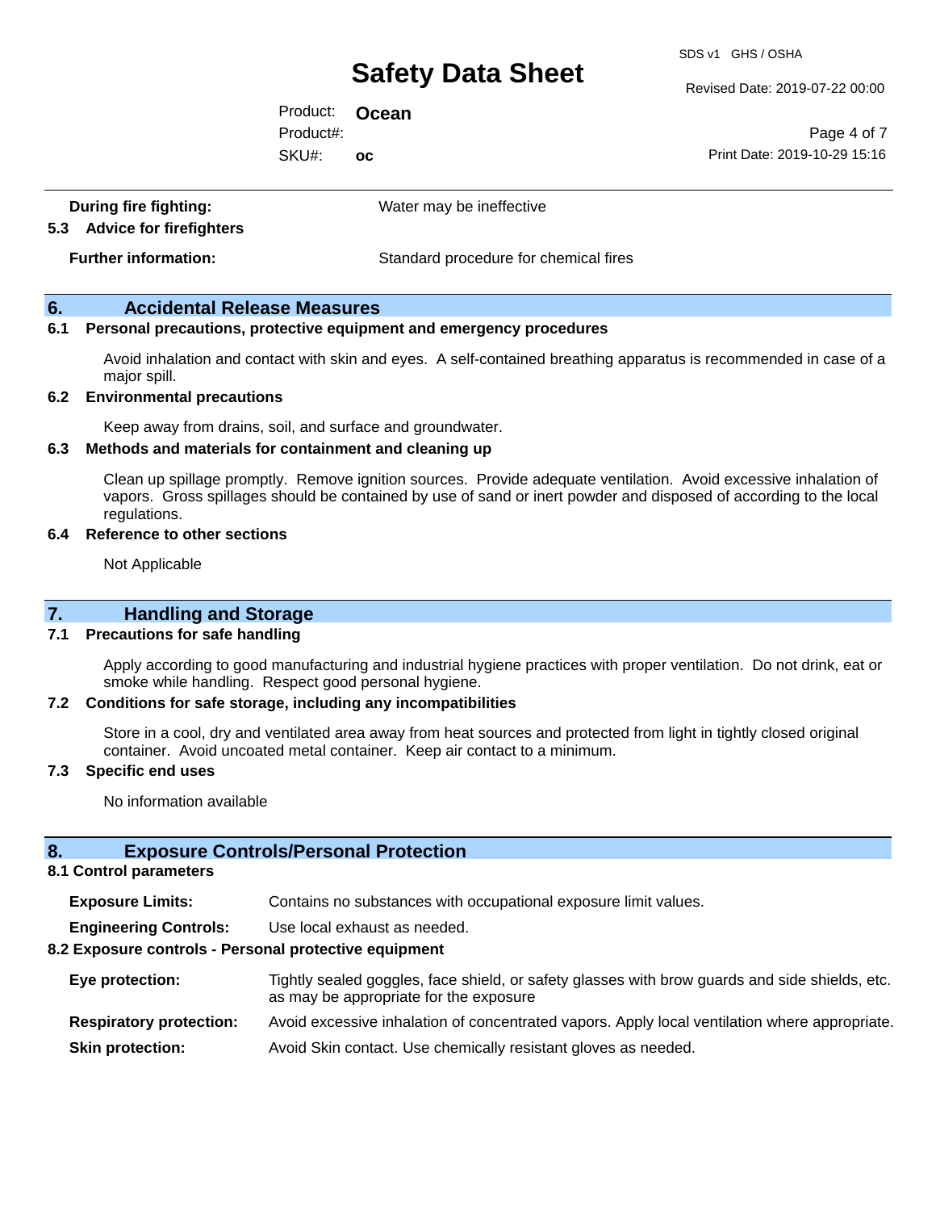**During fire fighting:** Water may be ineffective

**5.3 Advice for firefighters**

**Further information:** Standard procedure for chemical fires

## 6. Accidental Release Measures

### 6.1 Personal precautions, protective equipment and emergency procedures

Avoid inhalation and contact with skin and eyes. A self-contained breathing apparatus is recommended in case of a major spill.

### 6.2 Environmental precautions

Keep away from drains, soil, and surface and groundwater.

### 6.3 Methods and materials for containment and cleaning up

Clean up spillage promptly. Remove ignition sources. Provide adequate ventilation. Avoid excessive inhalation of vapors. Gross spillages should be contained by use of sand or inert powder and disposed of according to the local regulations.

### 6.4 Reference to other sections

Not Applicable

## 7. Handling and Storage

### 7.1 Precautions for safe handling

Apply according to good manufacturing and industrial hygiene practices with proper ventilation. Do not drink, eat or smoke while handling. Respect good personal hygiene.

### 7.2 Conditions for safe storage, including any incompatibilities

Store in a cool, dry and ventilated area away from heat sources and protected from light in tightly closed original container. Avoid uncoated metal container. Keep air contact to a minimum.

### 7.3 Specific end uses

No information available

## 8. Exposure Controls/Personal Protection

### 8.1 Control parameters

**Exposure Limits:** Contains no substances with occupational exposure limit values.

**Engineering Controls:** Use local exhaust as needed.

### 8.2 Exposure controls - Personal protective equipment

**Eye protection:** Tightly sealed goggles, face shield, or safety glasses with brow guards and side shields, etc. as may be appropriate for the exposure

**Respiratory protection:** Avoid excessive inhalation of concentrated vapors. Apply local ventilation where appropriate.

**Skin protection:** Avoid Skin contact. Use chemically resistant gloves as needed.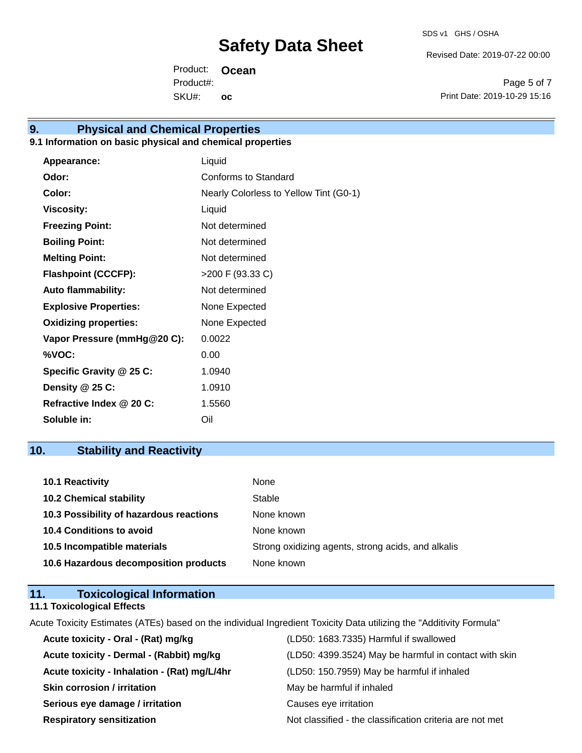## 9. Physical and Chemical Properties

### 9.1 Information on basic physical and chemical properties

| Property | Value |
|---|---|
| **Appearance:** | Liquid |
| **Odor:** | Conforms to Standard |
| **Color:** | Nearly Colorless to Yellow Tint (G0-1) |
| **Viscosity:** | Liquid |
| **Freezing Point:** | Not determined |
| **Boiling Point:** | Not determined |
| **Melting Point:** | Not determined |
| **Flashpoint (CCCFP):** | >200 F (93.33 C) |
| **Auto flammability:** | Not determined |
| **Explosive Properties:** | None Expected |
| **Oxidizing properties:** | None Expected |
| **Vapor Pressure (mmHg@20 C):** | 0.0022 |
| **%VOC:** | 0.00 |
| **Specific Gravity @ 25 C:** | 1.0940 |
| **Density @ 25 C:** | 1.0910 |
| **Refractive Index @ 20 C:** | 1.5560 |
| **Soluble in:** | Oil |

## 10. Stability and Reactivity

| Item | Value |
|---|---|
| **10.1 Reactivity** | None |
| **10.2 Chemical stability** | Stable |
| **10.3 Possibility of hazardous reactions** | None known |
| **10.4 Conditions to avoid** | None known |
| **10.5 Incompatible materials** | Strong oxidizing agents, strong acids, and alkalis |
| **10.6 Hazardous decomposition products** | None known |

## 11. Toxicological Information

### 11.1 Toxicological Effects

Acute Toxicity Estimates (ATEs) based on the individual Ingredient Toxicity Data utilizing the "Additivity Formula"

| Item | Value |
|---|---|
| **Acute toxicity - Oral - (Rat) mg/kg** | (LD50: 1683.7335) Harmful if swallowed |
| **Acute toxicity - Dermal - (Rabbit) mg/kg** | (LD50: 4399.3524) May be harmful in contact with skin |
| **Acute toxicity - Inhalation - (Rat) mg/L/4hr** | (LD50: 150.7959) May be harmful if inhaled |
| **Skin corrosion / irritation** | May be harmful if inhaled |
| **Serious eye damage / irritation** | Causes eye irritation |
| **Respiratory sensitization** | Not classified - the classification criteria are not met |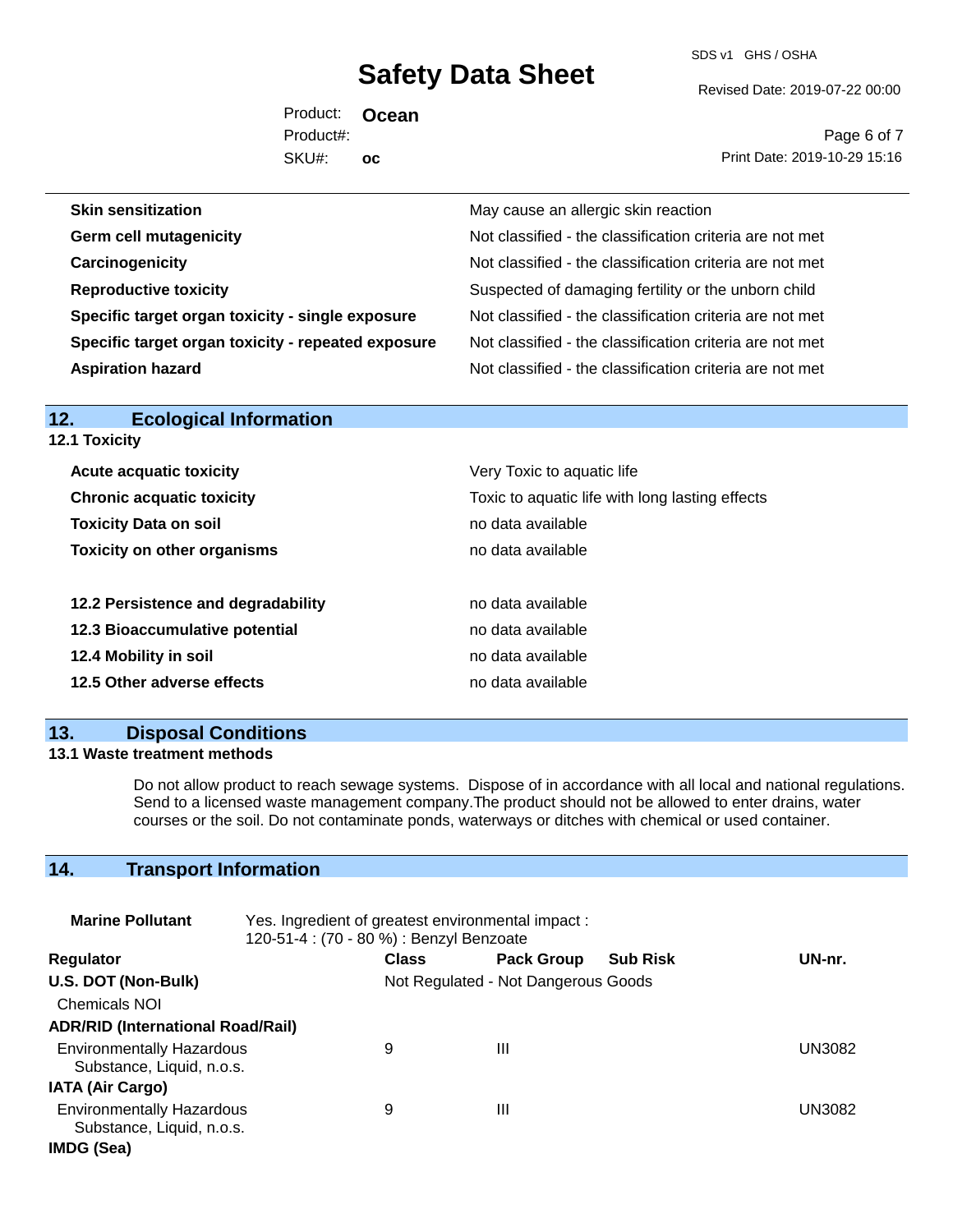| | |
|---|---|
| **Skin sensitization** | May cause an allergic skin reaction |
| **Germ cell mutagenicity** | Not classified - the classification criteria are not met |
| **Carcinogenicity** | Not classified - the classification criteria are not met |
| **Reproductive toxicity** | Suspected of damaging fertility or the unborn child |
| **Specific target organ toxicity - single exposure** | Not classified - the classification criteria are not met |
| **Specific target organ toxicity - repeated exposure** | Not classified - the classification criteria are not met |
| **Aspiration hazard** | Not classified - the classification criteria are not met |

## 12. Ecological Information

### 12.1 Toxicity

| | |
|---|---|
| **Acute acquatic toxicity** | Very Toxic to aquatic life |
| **Chronic acquatic toxicity** | Toxic to aquatic life with long lasting effects |
| **Toxicity Data on soil** | no data available |
| **Toxicity on other organisms** | no data available |

| | |
|---|---|
| **12.2 Persistence and degradability** | no data available |
| **12.3 Bioaccumulative potential** | no data available |
| **12.4 Mobility in soil** | no data available |
| **12.5 Other adverse effects** | no data available |

## 13. Disposal Conditions

### 13.1 Waste treatment methods

Do not allow product to reach sewage systems. Dispose of in accordance with all local and national regulations. Send to a licensed waste management company.The product should not be allowed to enter drains, water courses or the soil. Do not contaminate ponds, waterways or ditches with chemical or used container.

## 14. Transport Information

**Marine Pollutant** Yes. Ingredient of greatest environmental impact : 120-51-4 : (70 - 80 %) : Benzyl Benzoate

| Regulator | Class | Pack Group | Sub Risk | UN-nr. |
|---|---|---|---|---|
| **U.S. DOT (Non-Bulk)** | Not Regulated - Not Dangerous Goods | | | |
| Chemicals NOI | | | | |
| **ADR/RID (International Road/Rail)** | | | | |
| Environmentally Hazardous Substance, Liquid, n.o.s. | 9 | III | | UN3082 |
| **IATA (Air Cargo)** | | | | |
| Environmentally Hazardous Substance, Liquid, n.o.s. | 9 | III | | UN3082 |
| **IMDG (Sea)** | | | | |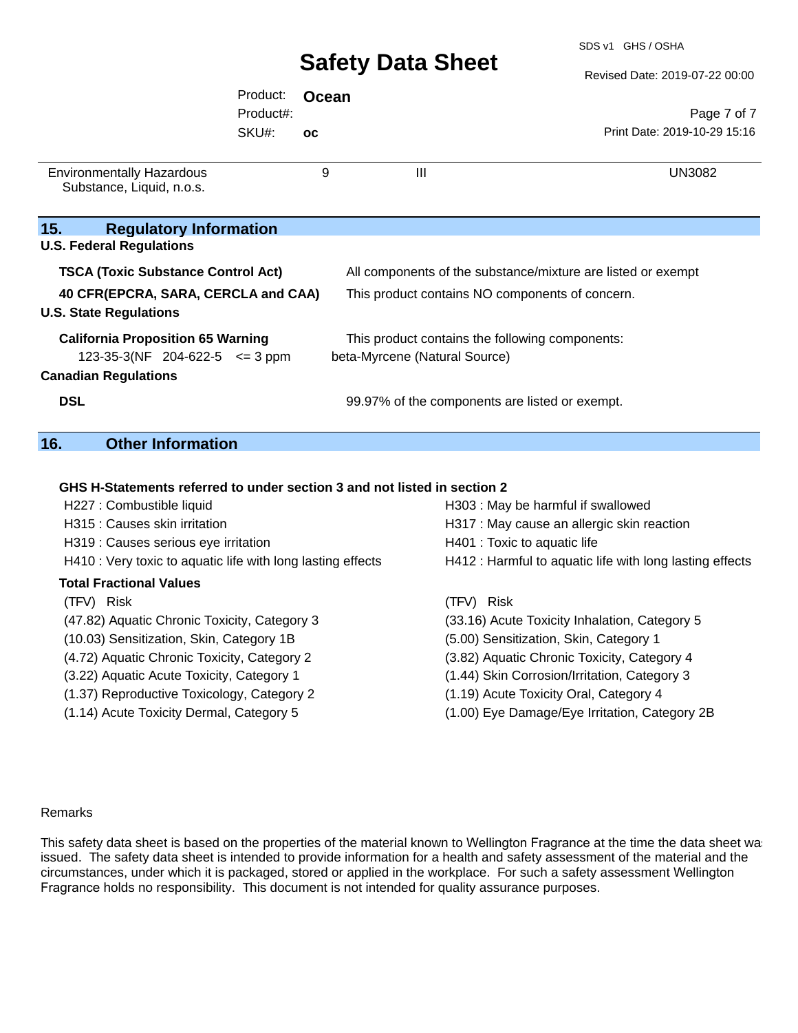| | | | |
|---|---|---|---|
| Environmentally Hazardous Substance, Liquid, n.o.s. | 9 | III | UN3082 |

## 15. Regulatory Information

**U.S. Federal Regulations**

| | |
|---|---|
| **TSCA (Toxic Substance Control Act)** | All components of the substance/mixture are listed or exempt |
| **40 CFR(EPCRA, SARA, CERCLA and CAA)** | This product contains NO components of concern. |

**U.S. State Regulations**

| | |
|---|---|
| **California Proposition 65 Warning** | This product contains the following components: |
| 123-35-3(NF 204-622-5 <= 3 ppm | beta-Myrcene (Natural Source) |

**Canadian Regulations**

| | |
|---|---|
| **DSL** | 99.97% of the components are listed or exempt. |

## 16. Other Information

**GHS H-Statements referred to under section 3 and not listed in section 2**

H227 : Combustible liquid
H303 : May be harmful if swallowed
H315 : Causes skin irritation
H317 : May cause an allergic skin reaction
H319 : Causes serious eye irritation
H401 : Toxic to aquatic life
H410 : Very toxic to aquatic life with long lasting effects
H412 : Harmful to aquatic life with long lasting effects

**Total Fractional Values**

| (TFV) Risk | (TFV) Risk |
|---|---|
| (47.82) Aquatic Chronic Toxicity, Category 3 | (33.16) Acute Toxicity Inhalation, Category 5 |
| (10.03) Sensitization, Skin, Category 1B | (5.00) Sensitization, Skin, Category 1 |
| (4.72) Aquatic Chronic Toxicity, Category 2 | (3.82) Aquatic Chronic Toxicity, Category 4 |
| (3.22) Aquatic Acute Toxicity, Category 1 | (1.44) Skin Corrosion/Irritation, Category 3 |
| (1.37) Reproductive Toxicology, Category 2 | (1.19) Acute Toxicity Oral, Category 4 |
| (1.14) Acute Toxicity Dermal, Category 5 | (1.00) Eye Damage/Eye Irritation, Category 2B |

Remarks

This safety data sheet is based on the properties of the material known to Wellington Fragrance at the time the data sheet was issued. The safety data sheet is intended to provide information for a health and safety assessment of the material and the circumstances, under which it is packaged, stored or applied in the workplace. For such a safety assessment Wellington Fragrance holds no responsibility. This document is not intended for quality assurance purposes.